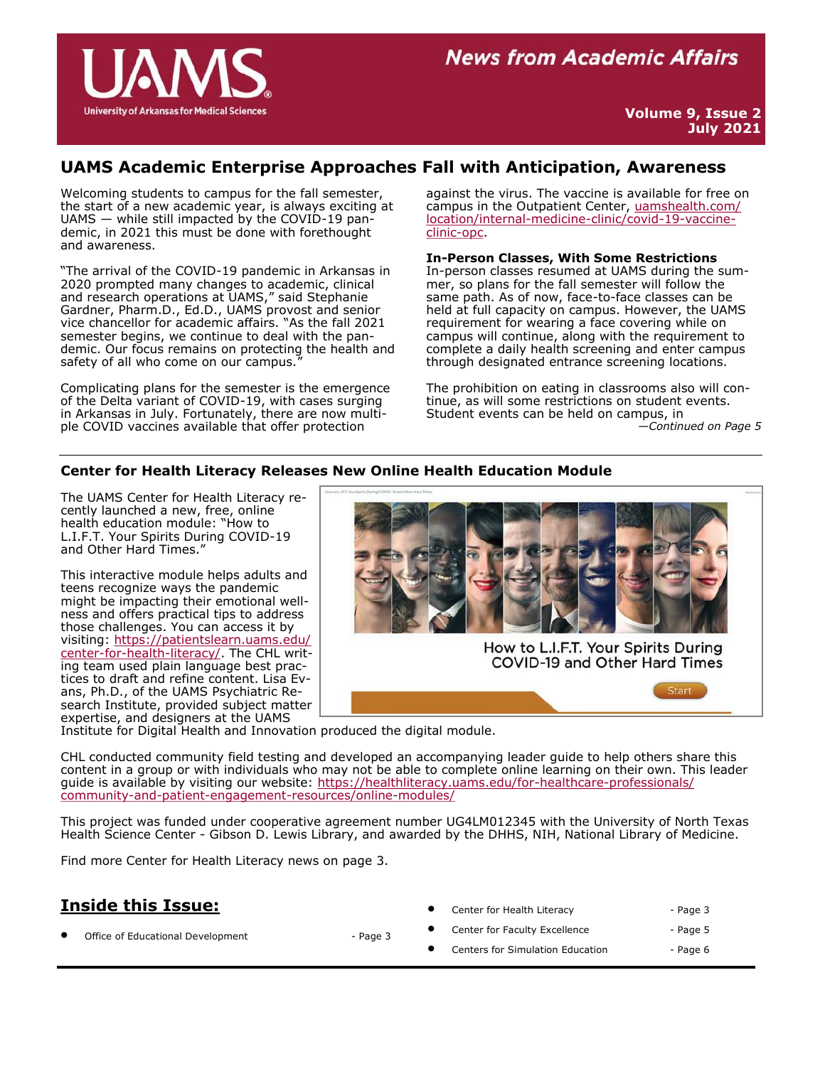# UAMS

University of Arkansas for Medical Sciences

**News from Academic Affairs**

**Volume 9, Issue 2**
**July 2021**

## UAMS Academic Enterprise Approaches Fall with Anticipation, Awareness

Welcoming students to campus for the fall semester, the start of a new academic year, is always exciting at UAMS — while still impacted by the COVID-19 pandemic, in 2021 this must be done with forethought and awareness.

"The arrival of the COVID-19 pandemic in Arkansas in 2020 prompted many changes to academic, clinical and research operations at UAMS," said Stephanie Gardner, Pharm.D., Ed.D., UAMS provost and senior vice chancellor for academic affairs. "As the fall 2021 semester begins, we continue to deal with the pandemic. Our focus remains on protecting the health and safety of all who come on our campus."

Complicating plans for the semester is the emergence of the Delta variant of COVID-19, with cases surging in Arkansas in July. Fortunately, there are now multiple COVID vaccines available that offer protection against the virus. The vaccine is available for free on campus in the Outpatient Center, uamshealth.com/location/internal-medicine-clinic/covid-19-vaccine-clinic-opc.

**In-Person Classes, With Some Restrictions**

In-person classes resumed at UAMS during the summer, so plans for the fall semester will follow the same path. As of now, face-to-face classes can be held at full capacity on campus. However, the UAMS requirement for wearing a face covering while on campus will continue, along with the requirement to complete a daily health screening and enter campus through designated entrance screening locations.

The prohibition on eating in classrooms also will continue, as will some restrictions on student events. Student events can be held on campus, in

*—Continued on Page 5*

### Center for Health Literacy Releases New Online Health Education Module

The UAMS Center for Health Literacy recently launched a new, free, online health education module: "How to L.I.F.T. Your Spirits During COVID-19 and Other Hard Times."

This interactive module helps adults and teens recognize ways the pandemic might be impacting their emotional wellness and offers practical tips to address those challenges. You can access it by visiting: https://patientslearn.uams.edu/center-for-health-literacy/. The CHL writing team used plain language best practices to draft and refine content. Lisa Evans, Ph.D., of the UAMS Psychiatric Research Institute, provided subject matter expertise, and designers at the UAMS Institute for Digital Health and Innovation produced the digital module.

How to L.I.F.T. Your Spirits During COVID-19 and Other Hard Times

CHL conducted community field testing and developed an accompanying leader guide to help others share this content in a group or with individuals who may not be able to complete online learning on their own. This leader guide is available by visiting our website: https://healthliteracy.uams.edu/for-healthcare-professionals/community-and-patient-engagement-resources/online-modules/

This project was funded under cooperative agreement number UG4LM012345 with the University of North Texas Health Science Center - Gibson D. Lewis Library, and awarded by the DHHS, NIH, National Library of Medicine.

Find more Center for Health Literacy news on page 3.

## Inside this Issue:

- Office of Educational Development - Page 3
- Center for Health Literacy - Page 3
- Center for Faculty Excellence - Page 5
- Centers for Simulation Education - Page 6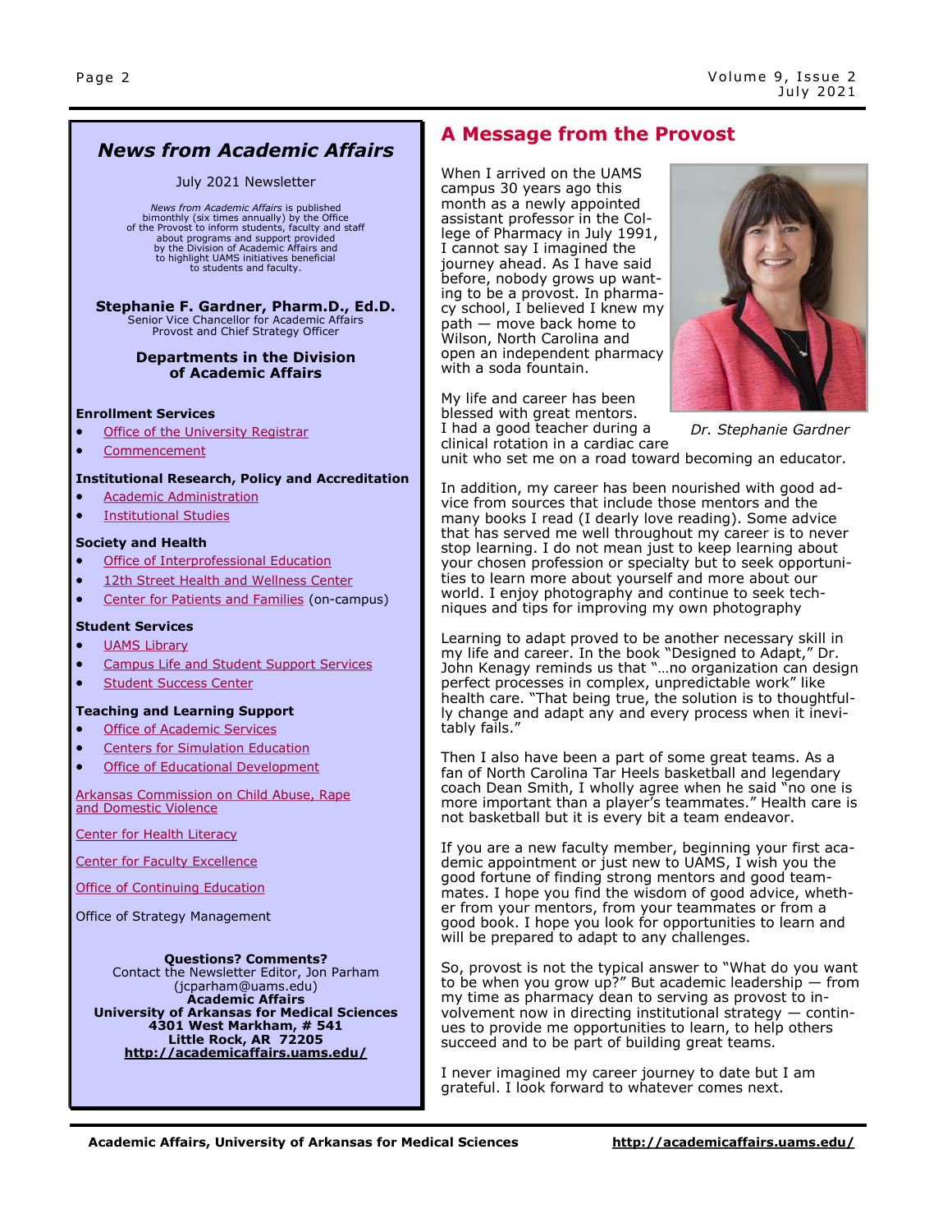## News from Academic Affairs

July 2021 Newsletter

*News from Academic Affairs* is published bimonthly (six times annually) by the Office of the Provost to inform students, faculty and staff about programs and support provided by the Division of Academic Affairs and to highlight UAMS initiatives beneficial to students and faculty.

**Stephanie F. Gardner, Pharm.D., Ed.D.**
Senior Vice Chancellor for Academic Affairs
Provost and Chief Strategy Officer

**Departments in the Division of Academic Affairs**

**Enrollment Services**

- Office of the University Registrar
- Commencement

**Institutional Research, Policy and Accreditation**

- Academic Administration
- Institutional Studies

**Society and Health**

- Office of Interprofessional Education
- 12th Street Health and Wellness Center
- Center for Patients and Families (on-campus)

**Student Services**

- UAMS Library
- Campus Life and Student Support Services
- Student Success Center

**Teaching and Learning Support**

- Office of Academic Services
- Centers for Simulation Education
- Office of Educational Development

Arkansas Commission on Child Abuse, Rape and Domestic Violence

Center for Health Literacy

Center for Faculty Excellence

Office of Continuing Education

Office of Strategy Management

**Questions? Comments?**
Contact the Newsletter Editor, Jon Parham (jcparham@uams.edu)
**Academic Affairs**
**University of Arkansas for Medical Sciences**
**4301 West Markham, # 541**
**Little Rock, AR 72205**
**http://academicaffairs.uams.edu/**

## A Message from the Provost

*Dr. Stephanie Gardner*

When I arrived on the UAMS campus 30 years ago this month as a newly appointed assistant professor in the College of Pharmacy in July 1991, I cannot say I imagined the journey ahead. As I have said before, nobody grows up wanting to be a provost. In pharmacy school, I believed I knew my path — move back home to Wilson, North Carolina and open an independent pharmacy with a soda fountain.

My life and career has been blessed with great mentors. I had a good teacher during a clinical rotation in a cardiac care unit who set me on a road toward becoming an educator.

In addition, my career has been nourished with good advice from sources that include those mentors and the many books I read (I dearly love reading). Some advice that has served me well throughout my career is to never stop learning. I do not mean just to keep learning about your chosen profession or specialty but to seek opportunities to learn more about yourself and more about our world. I enjoy photography and continue to seek techniques and tips for improving my own photography

Learning to adapt proved to be another necessary skill in my life and career. In the book "Designed to Adapt," Dr. John Kenagy reminds us that "…no organization can design perfect processes in complex, unpredictable work" like health care. "That being true, the solution is to thoughtfully change and adapt any and every process when it inevitably fails."

Then I also have been a part of some great teams. As a fan of North Carolina Tar Heels basketball and legendary coach Dean Smith, I wholly agree when he said "no one is more important than a player's teammates." Health care is not basketball but it is every bit a team endeavor.

If you are a new faculty member, beginning your first academic appointment or just new to UAMS, I wish you the good fortune of finding strong mentors and good teammates. I hope you find the wisdom of good advice, whether from your mentors, from your teammates or from a good book. I hope you look for opportunities to learn and will be prepared to adapt to any challenges.

So, provost is not the typical answer to "What do you want to be when you grow up?" But academic leadership — from my time as pharmacy dean to serving as provost to involvement now in directing institutional strategy — continues to provide me opportunities to learn, to help others succeed and to be part of building great teams.

I never imagined my career journey to date but I am grateful. I look forward to whatever comes next.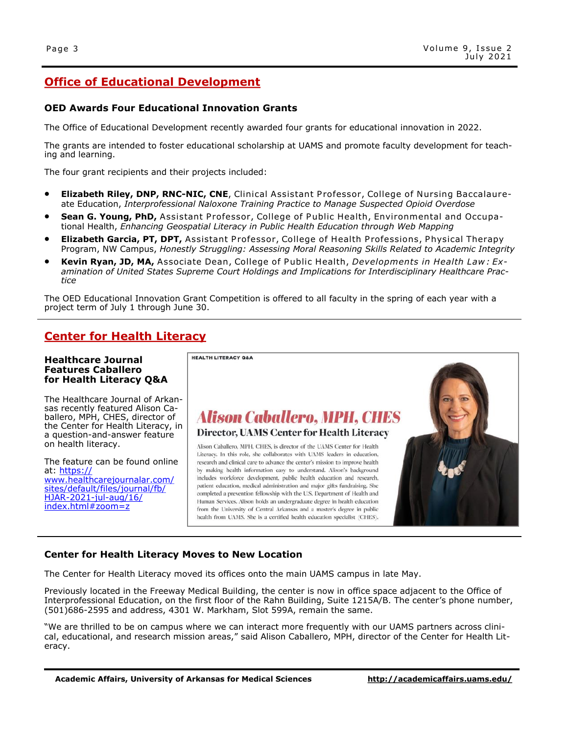## Office of Educational Development

### OED Awards Four Educational Innovation Grants

The Office of Educational Development recently awarded four grants for educational innovation in 2022.

The grants are intended to foster educational scholarship at UAMS and promote faculty development for teaching and learning.

The four grant recipients and their projects included:

- **Elizabeth Riley, DNP, RNC-NIC, CNE**, Clinical Assistant Professor, College of Nursing Baccalaureate Education, *Interprofessional Naloxone Training Practice to Manage Suspected Opioid Overdose*
- **Sean G. Young, PhD,** Assistant Professor, College of Public Health, Environmental and Occupational Health, *Enhancing Geospatial Literacy in Public Health Education through Web Mapping*
- **Elizabeth Garcia, PT, DPT,** Assistant Professor, College of Health Professions, Physical Therapy Program, NW Campus, *Honestly Struggling: Assessing Moral Reasoning Skills Related to Academic Integrity*
- **Kevin Ryan, JD, MA,** Associate Dean, College of Public Health, *Developments in Health Law: Examination of United States Supreme Court Holdings and Implications for Interdisciplinary Healthcare Practice*

The OED Educational Innovation Grant Competition is offered to all faculty in the spring of each year with a project term of July 1 through June 30.

## Center for Health Literacy

### Healthcare Journal Features Caballero for Health Literacy Q&A

The Healthcare Journal of Arkansas recently featured Alison Caballero, MPH, CHES, director of the Center for Health Literacy, in a question-and-answer feature on health literacy.

The feature can be found online at: https://www.healthcarejournalar.com/sites/default/files/journal/fb/HJAR-2021-jul-aug/16/index.html#zoom=z

HEALTH LITERACY Q&A

**Alison Caballero, MPH, CHES**

**Director, UAMS Center for Health Literacy**

Alison Caballero, MPH, CHES, is director of the UAMS Center for Health Literacy. In this role, she collaborates with UAMS leaders in education, research and clinical care to advance the center's mission to improve health by making health information easy to understand. Alison's background includes workforce development, public health education and research, patient education, medical administration and major gifts fundraising. She completed a prevention fellowship with the U.S. Department of Health and Human Services. Alison holds an undergraduate degree in health education from the University of Central Arkansas and a master's degree in public health from UAMS. She is a certified health education specialist (CHES).

### Center for Health Literacy Moves to New Location

The Center for Health Literacy moved its offices onto the main UAMS campus in late May.

Previously located in the Freeway Medical Building, the center is now in office space adjacent to the Office of Interprofessional Education, on the first floor of the Rahn Building, Suite 1215A/B. The center's phone number, (501)686-2595 and address, 4301 W. Markham, Slot 599A, remain the same.

"We are thrilled to be on campus where we can interact more frequently with our UAMS partners across clinical, educational, and research mission areas," said Alison Caballero, MPH, director of the Center for Health Literacy.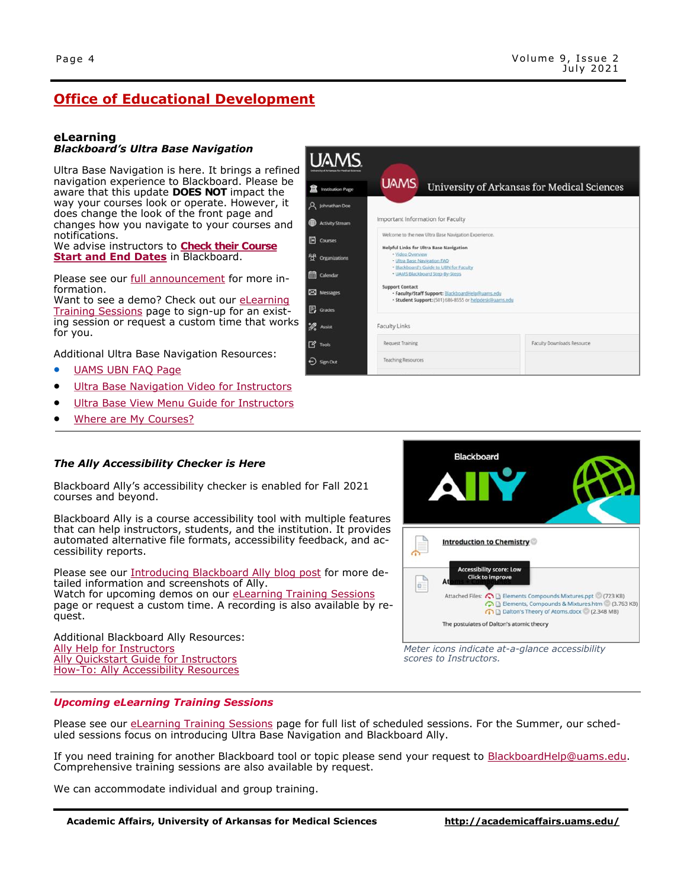# Office of Educational Development

## eLearning

### *Blackboard's Ultra Base Navigation*

Ultra Base Navigation is here. It brings a refined navigation experience to Blackboard. Please be aware that this update **DOES NOT** impact the way your courses look or operate. However, it does change the look of the front page and changes how you navigate to your courses and notifications.
We advise instructors to **Check their Course Start and End Dates** in Blackboard.

Please see our full announcement for more information.
Want to see a demo? Check out our eLearning Training Sessions page to sign-up for an existing session or request a custom time that works for you.

Additional Ultra Base Navigation Resources:

- UAMS UBN FAQ Page
- Ultra Base Navigation Video for Instructors
- Ultra Base View Menu Guide for Instructors
- Where are My Courses?

### *The Ally Accessibility Checker is Here*

Blackboard Ally's accessibility checker is enabled for Fall 2021 courses and beyond.

Blackboard Ally is a course accessibility tool with multiple features that can help instructors, students, and the institution. It provides automated alternative file formats, accessibility feedback, and accessibility reports.

Please see our Introducing Blackboard Ally blog post for more detailed information and screenshots of Ally.
Watch for upcoming demos on our eLearning Training Sessions page or request a custom time. A recording is also available by request.

Additional Blackboard Ally Resources:
Ally Help for Instructors
Ally Quickstart Guide for Instructors
How-To: Ally Accessibility Resources

*Meter icons indicate at-a-glance accessibility scores to Instructors.*

### *Upcoming eLearning Training Sessions*

Please see our eLearning Training Sessions page for full list of scheduled sessions. For the Summer, our scheduled sessions focus on introducing Ultra Base Navigation and Blackboard Ally.

If you need training for another Blackboard tool or topic please send your request to BlackboardHelp@uams.edu. Comprehensive training sessions are also available by request.

We can accommodate individual and group training.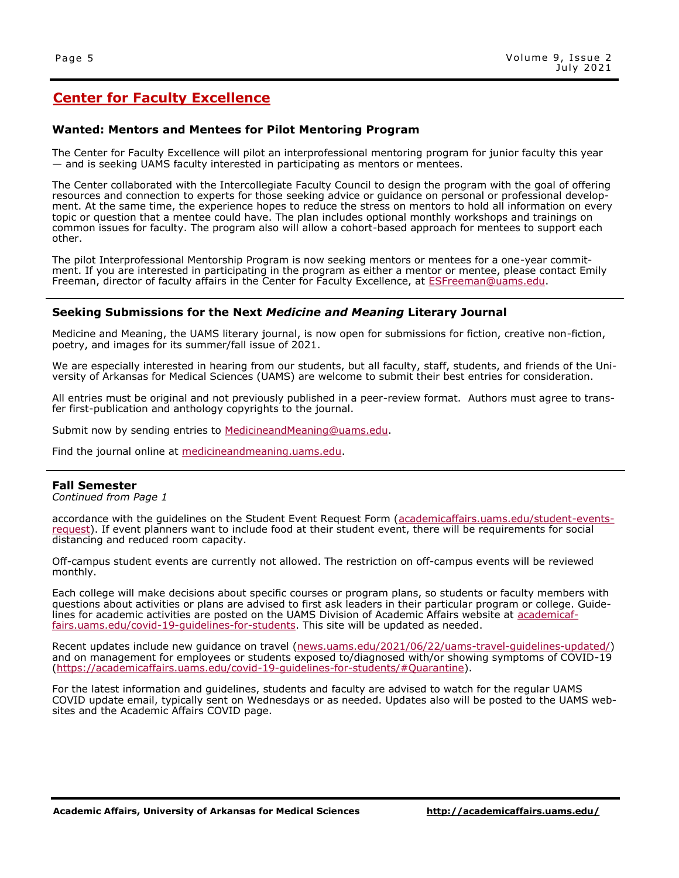## Center for Faculty Excellence

### Wanted: Mentors and Mentees for Pilot Mentoring Program

The Center for Faculty Excellence will pilot an interprofessional mentoring program for junior faculty this year — and is seeking UAMS faculty interested in participating as mentors or mentees.

The Center collaborated with the Intercollegiate Faculty Council to design the program with the goal of offering resources and connection to experts for those seeking advice or guidance on personal or professional development. At the same time, the experience hopes to reduce the stress on mentors to hold all information on every topic or question that a mentee could have. The plan includes optional monthly workshops and trainings on common issues for faculty. The program also will allow a cohort-based approach for mentees to support each other.

The pilot Interprofessional Mentorship Program is now seeking mentors or mentees for a one-year commitment. If you are interested in participating in the program as either a mentor or mentee, please contact Emily Freeman, director of faculty affairs in the Center for Faculty Excellence, at ESFreeman@uams.edu.

### Seeking Submissions for the Next *Medicine and Meaning* Literary Journal

Medicine and Meaning, the UAMS literary journal, is now open for submissions for fiction, creative non-fiction, poetry, and images for its summer/fall issue of 2021.

We are especially interested in hearing from our students, but all faculty, staff, students, and friends of the University of Arkansas for Medical Sciences (UAMS) are welcome to submit their best entries for consideration.

All entries must be original and not previously published in a peer-review format. Authors must agree to transfer first-publication and anthology copyrights to the journal.

Submit now by sending entries to MedicineandMeaning@uams.edu.

Find the journal online at medicineandmeaning.uams.edu.

### Fall Semester

*Continued from Page 1*

accordance with the guidelines on the Student Event Request Form (academicaffairs.uams.edu/student-events-request). If event planners want to include food at their student event, there will be requirements for social distancing and reduced room capacity.

Off-campus student events are currently not allowed. The restriction on off-campus events will be reviewed monthly.

Each college will make decisions about specific courses or program plans, so students or faculty members with questions about activities or plans are advised to first ask leaders in their particular program or college. Guidelines for academic activities are posted on the UAMS Division of Academic Affairs website at academicaffairs.uams.edu/covid-19-guidelines-for-students. This site will be updated as needed.

Recent updates include new guidance on travel (news.uams.edu/2021/06/22/uams-travel-guidelines-updated/) and on management for employees or students exposed to/diagnosed with/or showing symptoms of COVID-19 (https://academicaffairs.uams.edu/covid-19-guidelines-for-students/#Quarantine).

For the latest information and guidelines, students and faculty are advised to watch for the regular UAMS COVID update email, typically sent on Wednesdays or as needed. Updates also will be posted to the UAMS websites and the Academic Affairs COVID page.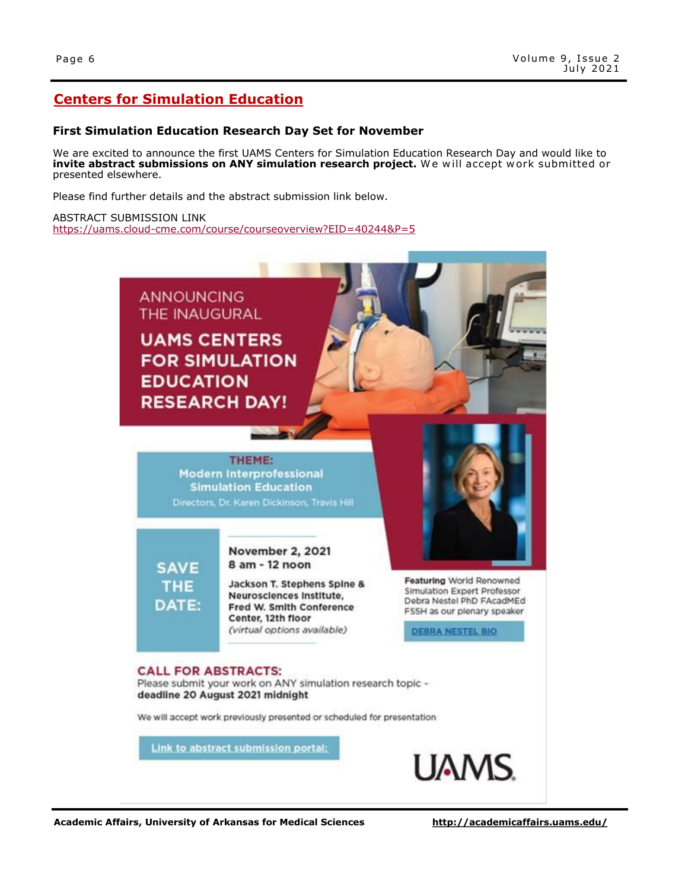## Centers for Simulation Education

### First Simulation Education Research Day Set for November

We are excited to announce the first UAMS Centers for Simulation Education Research Day and would like to **invite abstract submissions on ANY simulation research project.** We will accept work submitted or presented elsewhere.

Please find further details and the abstract submission link below.

ABSTRACT SUBMISSION LINK
https://uams.cloud-cme.com/course/courseoverview?EID=40244&P=5

ANNOUNCING THE INAUGURAL

**UAMS CENTERS FOR SIMULATION EDUCATION RESEARCH DAY!**

**THEME:**
**Modern Interprofessional Simulation Education**
Directors, Dr. Karen Dickinson, Travis Hill

**SAVE THE DATE:**

**November 2, 2021**
**8 am - 12 noon**

**Jackson T. Stephens Spine & Neurosciences Institute, Fred W. Smith Conference Center, 12th floor**
*(virtual options available)*

**Featuring** World Renowned Simulation Expert Professor Debra Nestel PhD FAcadMEd FSSH as our plenary speaker

DEBRA NESTEL BIO

**CALL FOR ABSTRACTS:**
Please submit your work on ANY simulation research topic - **deadline 20 August 2021 midnight**

We will accept work previously presented or scheduled for presentation

Link to abstract submission portal:

UAMS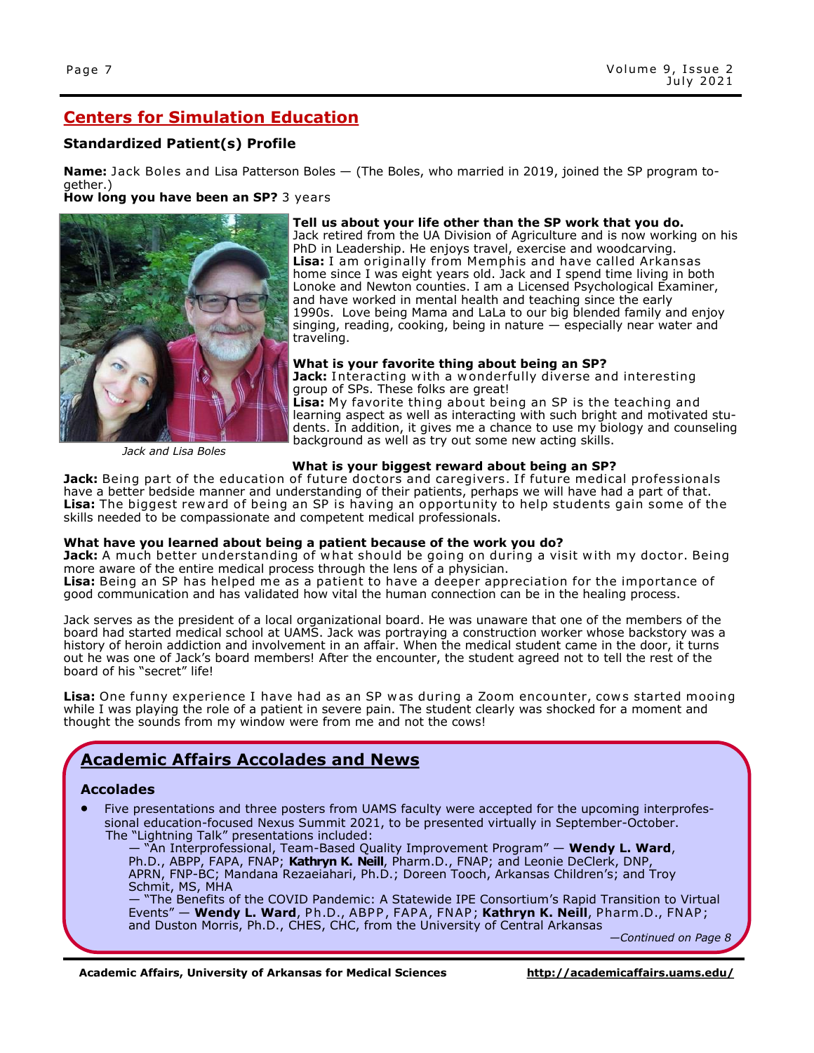## Centers for Simulation Education

### Standardized Patient(s) Profile

**Name:** Jack Boles and Lisa Patterson Boles — (The Boles, who married in 2019, joined the SP program together.)

**How long you have been an SP?** 3 years

*Jack and Lisa Boles*

**Tell us about your life other than the SP work that you do.**

Jack retired from the UA Division of Agriculture and is now working on his PhD in Leadership. He enjoys travel, exercise and woodcarving.

**Lisa:** I am originally from Memphis and have called Arkansas home since I was eight years old. Jack and I spend time living in both Lonoke and Newton counties. I am a Licensed Psychological Examiner, and have worked in mental health and teaching since the early 1990s. Love being Mama and LaLa to our big blended family and enjoy singing, reading, cooking, being in nature — especially near water and traveling.

**What is your favorite thing about being an SP?**

**Jack:** Interacting with a wonderfully diverse and interesting group of SPs. These folks are great!

**Lisa:** My favorite thing about being an SP is the teaching and learning aspect as well as interacting with such bright and motivated students. In addition, it gives me a chance to use my biology and counseling background as well as try out some new acting skills.

**What is your biggest reward about being an SP?**

**Jack:** Being part of the education of future doctors and caregivers. If future medical professionals have a better bedside manner and understanding of their patients, perhaps we will have had a part of that.

**Lisa:** The biggest reward of being an SP is having an opportunity to help students gain some of the skills needed to be compassionate and competent medical professionals.

**What have you learned about being a patient because of the work you do?**

**Jack:** A much better understanding of what should be going on during a visit with my doctor. Being more aware of the entire medical process through the lens of a physician.

**Lisa:** Being an SP has helped me as a patient to have a deeper appreciation for the importance of good communication and has validated how vital the human connection can be in the healing process.

Jack serves as the president of a local organizational board. He was unaware that one of the members of the board had started medical school at UAMS. Jack was portraying a construction worker whose backstory was a history of heroin addiction and involvement in an affair. When the medical student came in the door, it turns out he was one of Jack's board members! After the encounter, the student agreed not to tell the rest of the board of his "secret" life!

**Lisa:** One funny experience I have had as an SP was during a Zoom encounter, cows started mooing while I was playing the role of a patient in severe pain. The student clearly was shocked for a moment and thought the sounds from my window were from me and not the cows!

## Academic Affairs Accolades and News

### Accolades

- Five presentations and three posters from UAMS faculty were accepted for the upcoming interprofessional education-focused Nexus Summit 2021, to be presented virtually in September-October. The "Lightning Talk" presentations included:
  — "An Interprofessional, Team-Based Quality Improvement Program" — **Wendy L. Ward**, Ph.D., ABPP, FAPA, FNAP; **Kathryn K. Neill**, Pharm.D., FNAP; and Leonie DeClerk, DNP, APRN, FNP-BC; Mandana Rezaeiahari, Ph.D.; Doreen Tooch, Arkansas Children's; and Troy Schmit, MS, MHA
  — "The Benefits of the COVID Pandemic: A Statewide IPE Consortium's Rapid Transition to Virtual Events" — **Wendy L. Ward**, Ph.D., ABPP, FAPA, FNAP; **Kathryn K. Neill**, Pharm.D., FNAP; and Duston Morris, Ph.D., CHES, CHC, from the University of Central Arkansas

*—Continued on Page 8*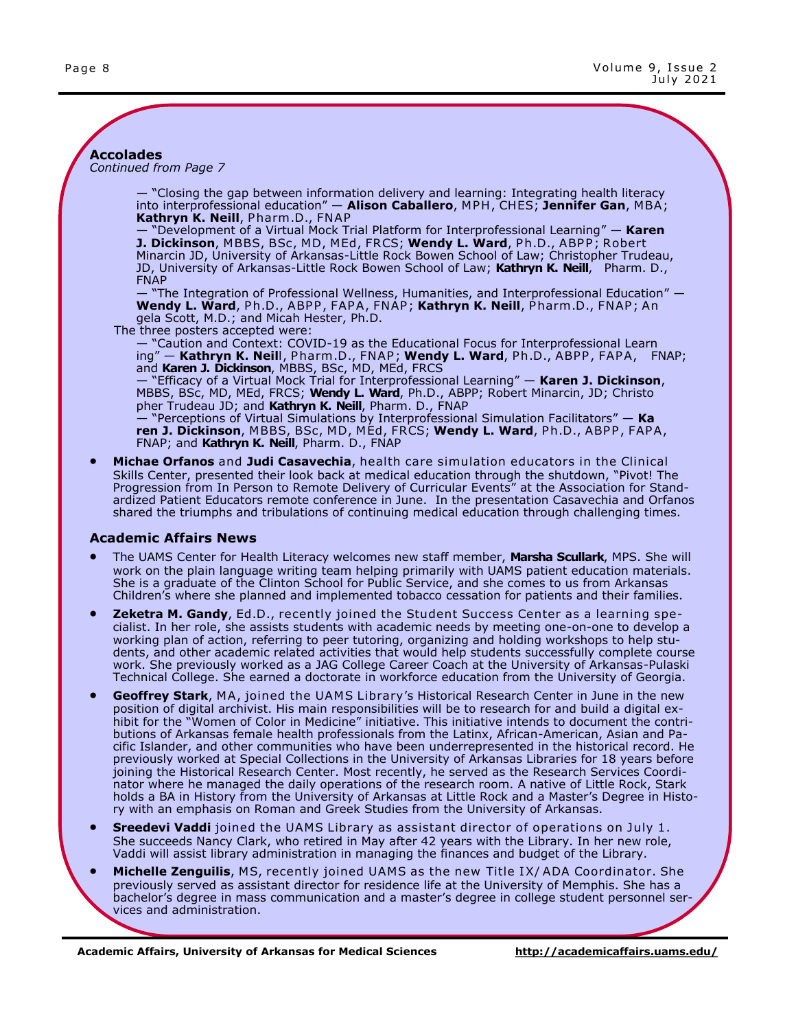## Accolades

*Continued from Page 7*

— "Closing the gap between information delivery and learning: Integrating health literacy into interprofessional education" — **Alison Caballero**, MPH, CHES; **Jennifer Gan**, MBA; **Kathryn K. Neill**, Pharm.D., FNAP

— "Development of a Virtual Mock Trial Platform for Interprofessional Learning" — **Karen J. Dickinson**, MBBS, BSc, MD, MEd, FRCS; **Wendy L. Ward**, Ph.D., ABPP; Robert Minarcin JD, University of Arkansas-Little Rock Bowen School of Law; Christopher Trudeau, JD, University of Arkansas-Little Rock Bowen School of Law; **Kathryn K. Neill**, Pharm. D., FNAP

— "The Integration of Professional Wellness, Humanities, and Interprofessional Education" — **Wendy L. Ward**, Ph.D., ABPP, FAPA, FNAP; **Kathryn K. Neill**, Pharm.D., FNAP; Angela Scott, M.D.; and Micah Hester, Ph.D.

The three posters accepted were:

— "Caution and Context: COVID-19 as the Educational Focus for Interprofessional Learning" — **Kathryn K. Neill**, Pharm.D., FNAP; **Wendy L. Ward**, Ph.D., ABPP, FAPA, FNAP; and **Karen J. Dickinson**, MBBS, BSc, MD, MEd, FRCS

— "Efficacy of a Virtual Mock Trial for Interprofessional Learning" — **Karen J. Dickinson**, MBBS, BSc, MD, MEd, FRCS; **Wendy L. Ward**, Ph.D., ABPP; Robert Minarcin, JD; Christopher Trudeau JD; and **Kathryn K. Neill**, Pharm. D., FNAP

— "Perceptions of Virtual Simulations by Interprofessional Simulation Facilitators" — **Karen J. Dickinson**, MBBS, BSc, MD, MEd, FRCS; **Wendy L. Ward**, Ph.D., ABPP, FAPA, FNAP; and **Kathryn K. Neill**, Pharm. D., FNAP

- **Michae Orfanos** and **Judi Casavechia**, health care simulation educators in the Clinical Skills Center, presented their look back at medical education through the shutdown, "Pivot! The Progression from In Person to Remote Delivery of Curricular Events" at the Association for Standardized Patient Educators remote conference in June. In the presentation Casavechia and Orfanos shared the triumphs and tribulations of continuing medical education through challenging times.

## Academic Affairs News

- The UAMS Center for Health Literacy welcomes new staff member, **Marsha Scullark**, MPS. She will work on the plain language writing team helping primarily with UAMS patient education materials. She is a graduate of the Clinton School for Public Service, and she comes to us from Arkansas Children's where she planned and implemented tobacco cessation for patients and their families.
- **Zeketra M. Gandy**, Ed.D., recently joined the Student Success Center as a learning specialist. In her role, she assists students with academic needs by meeting one-on-one to develop a working plan of action, referring to peer tutoring, organizing and holding workshops to help students, and other academic related activities that would help students successfully complete course work. She previously worked as a JAG College Career Coach at the University of Arkansas-Pulaski Technical College. She earned a doctorate in workforce education from the University of Georgia.
- **Geoffrey Stark**, MA, joined the UAMS Library's Historical Research Center in June in the new position of digital archivist. His main responsibilities will be to research for and build a digital exhibit for the "Women of Color in Medicine" initiative. This initiative intends to document the contributions of Arkansas female health professionals from the Latinx, African-American, Asian and Pacific Islander, and other communities who have been underrepresented in the historical record. He previously worked at Special Collections in the University of Arkansas Libraries for 18 years before joining the Historical Research Center. Most recently, he served as the Research Services Coordinator where he managed the daily operations of the research room. A native of Little Rock, Stark holds a BA in History from the University of Arkansas at Little Rock and a Master's Degree in History with an emphasis on Roman and Greek Studies from the University of Arkansas.
- **Sreedevi Vaddi** joined the UAMS Library as assistant director of operations on July 1. She succeeds Nancy Clark, who retired in May after 42 years with the Library. In her new role, Vaddi will assist library administration in managing the finances and budget of the Library.
- **Michelle Zenguilis**, MS, recently joined UAMS as the new Title IX/ ADA Coordinator. She previously served as assistant director for residence life at the University of Memphis. She has a bachelor's degree in mass communication and a master's degree in college student personnel services and administration.